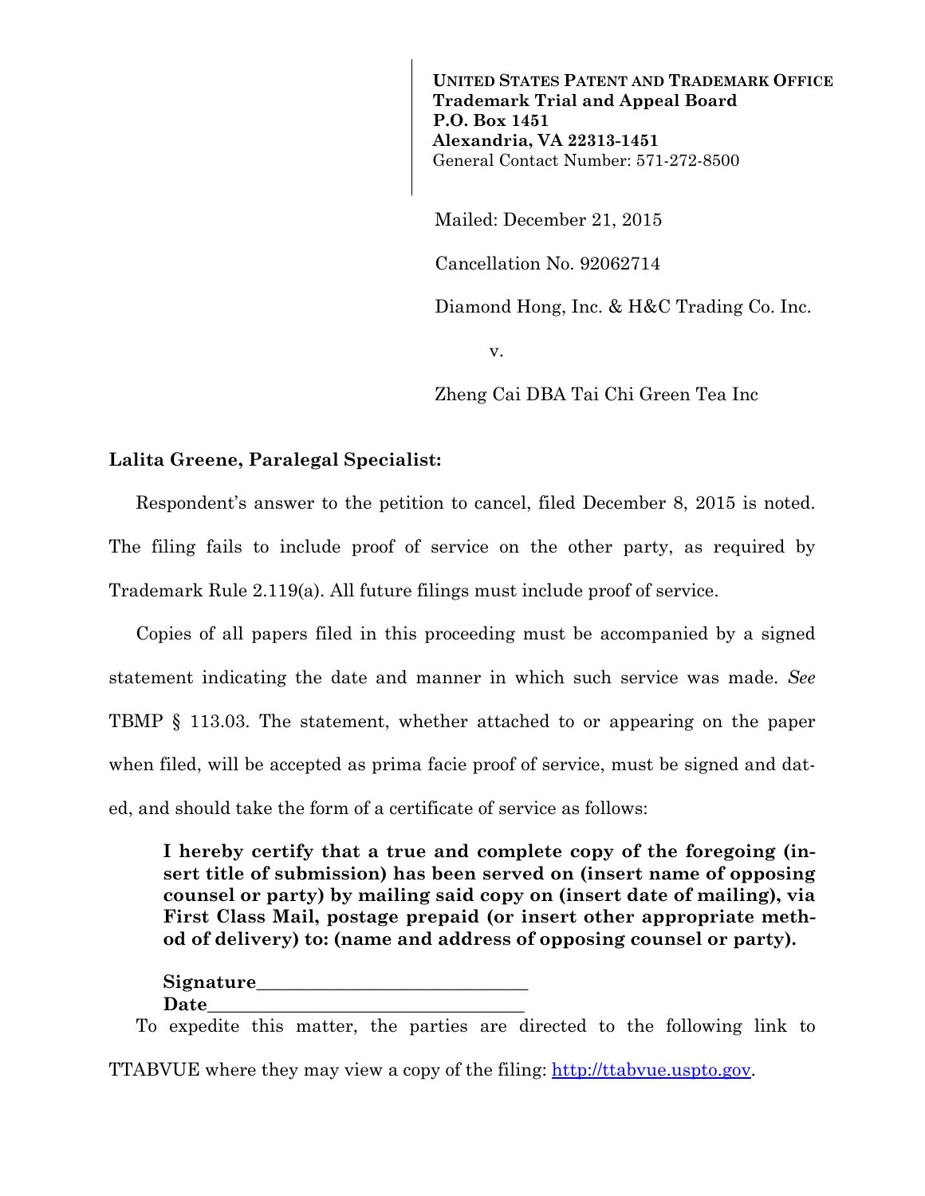**UNITED STATES PATENT AND TRADEMARK OFFICE**
**Trademark Trial and Appeal Board**
**P.O. Box 1451**
**Alexandria, VA 22313-1451**
General Contact Number: 571-272-8500

Mailed: December 21, 2015

Cancellation No. 92062714

Diamond Hong, Inc. & H&C Trading Co. Inc.

v.

Zheng Cai DBA Tai Chi Green Tea Inc

**Lalita Greene, Paralegal Specialist:**

Respondent's answer to the petition to cancel, filed December 8, 2015 is noted. The filing fails to include proof of service on the other party, as required by Trademark Rule 2.119(a). All future filings must include proof of service.

Copies of all papers filed in this proceeding must be accompanied by a signed statement indicating the date and manner in which such service was made. *See* TBMP § 113.03. The statement, whether attached to or appearing on the paper when filed, will be accepted as prima facie proof of service, must be signed and dated, and should take the form of a certificate of service as follows:

> **I hereby certify that a true and complete copy of the foregoing (insert title of submission) has been served on (insert name of opposing counsel or party) by mailing said copy on (insert date of mailing), via First Class Mail, postage prepaid (or insert other appropriate method of delivery) to: (name and address of opposing counsel or party).**
>
> **Signature**______________________________
> **Date**_________________________________

To expedite this matter, the parties are directed to the following link to TTABVUE where they may view a copy of the filing: http://ttabvue.uspto.gov.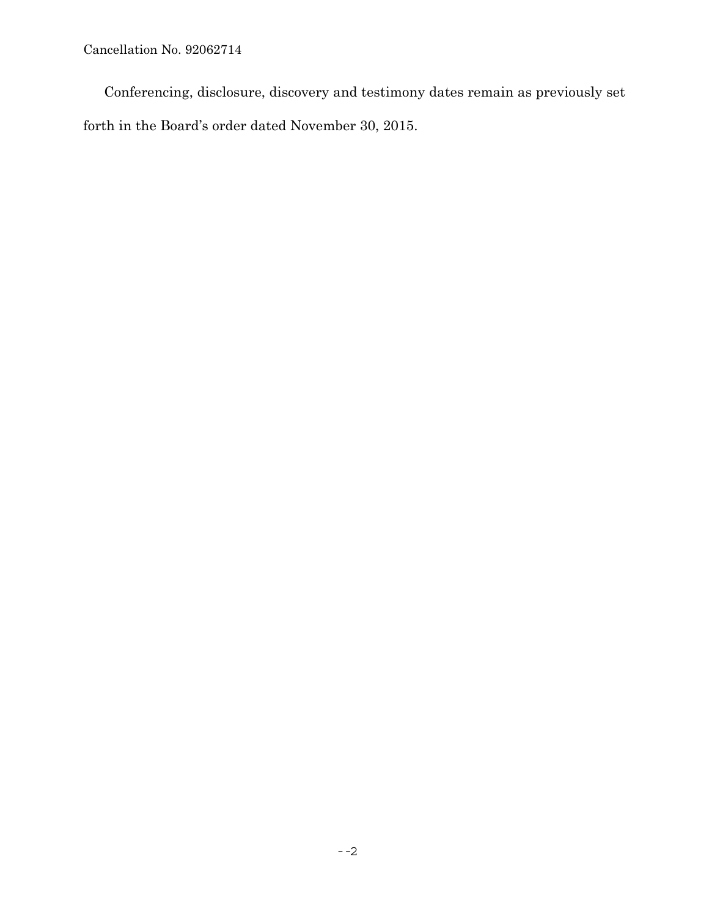Conferencing, disclosure, discovery and testimony dates remain as previously set forth in the Board's order dated November 30, 2015.